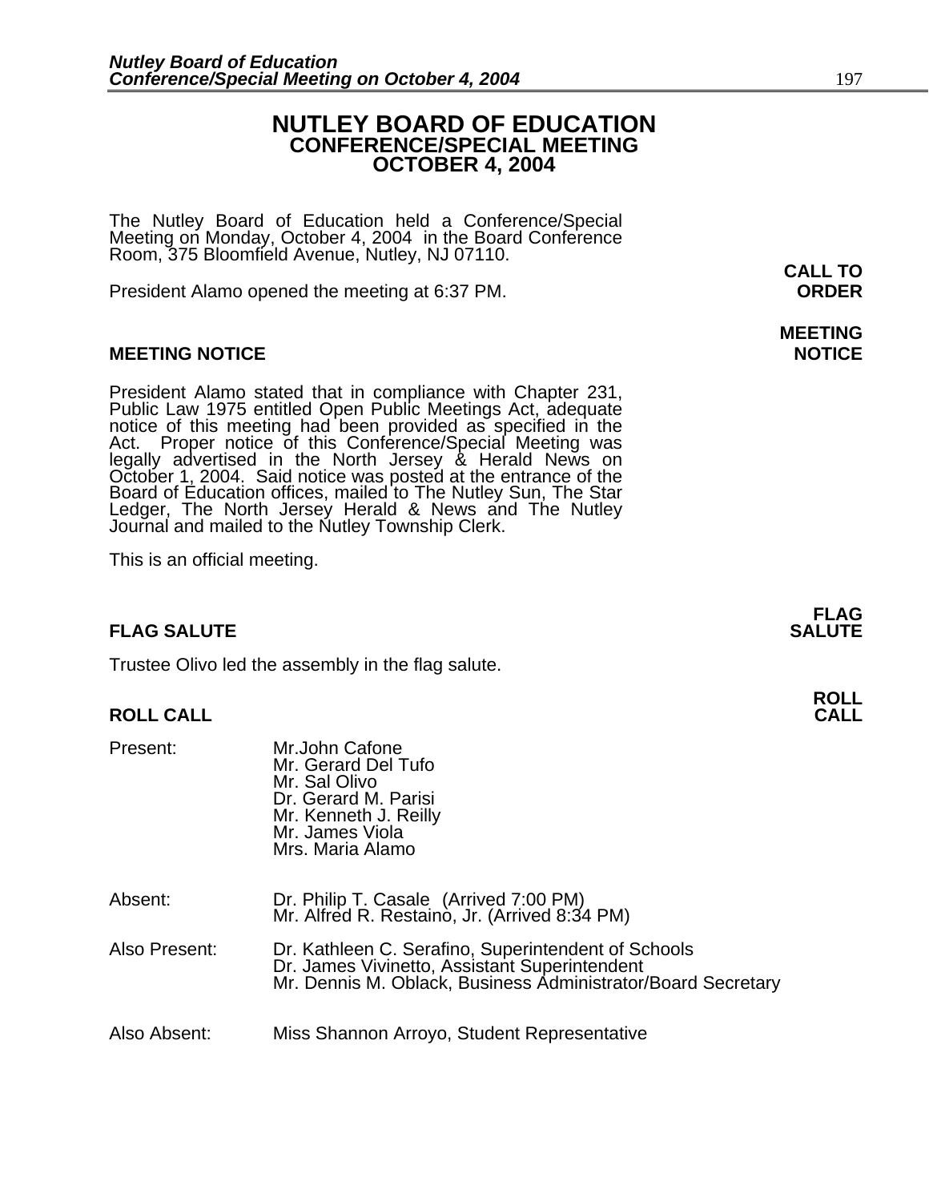# NUTLEY BOARD OF EDUCATION
## CONFERENCE/SPECIAL MEETING
## OCTOBER 4, 2004

The Nutley Board of Education held a Conference/Special Meeting on Monday, October 4, 2004 in the Board Conference Room, 375 Bloomfield Avenue, Nutley, NJ 07110.

**CALL TO ORDER**

President Alamo opened the meeting at 6:37 PM.

**MEETING NOTICE**

President Alamo stated that in compliance with Chapter 231, Public Law 1975 entitled Open Public Meetings Act, adequate notice of this meeting had been provided as specified in the Act. Proper notice of this Conference/Special Meeting was legally advertised in the North Jersey & Herald News on October 1, 2004. Said notice was posted at the entrance of the Board of Education offices, mailed to The Nutley Sun, The Star Ledger, The North Jersey Herald & News and The Nutley Journal and mailed to the Nutley Township Clerk.

This is an official meeting.

**FLAG SALUTE**

Trustee Olivo led the assembly in the flag salute.

**ROLL CALL**

Present:
Mr.John Cafone
Mr. Gerard Del Tufo
Mr. Sal Olivo
Dr. Gerard M. Parisi
Mr. Kenneth J. Reilly
Mr. James Viola
Mrs. Maria Alamo

Absent:
Dr. Philip T. Casale (Arrived 7:00 PM)
Mr. Alfred R. Restaino, Jr. (Arrived 8:34 PM)

Also Present:
Dr. Kathleen C. Serafino, Superintendent of Schools
Dr. James Vivinetto, Assistant Superintendent
Mr. Dennis M. Oblack, Business Administrator/Board Secretary

Also Absent:
Miss Shannon Arroyo, Student Representative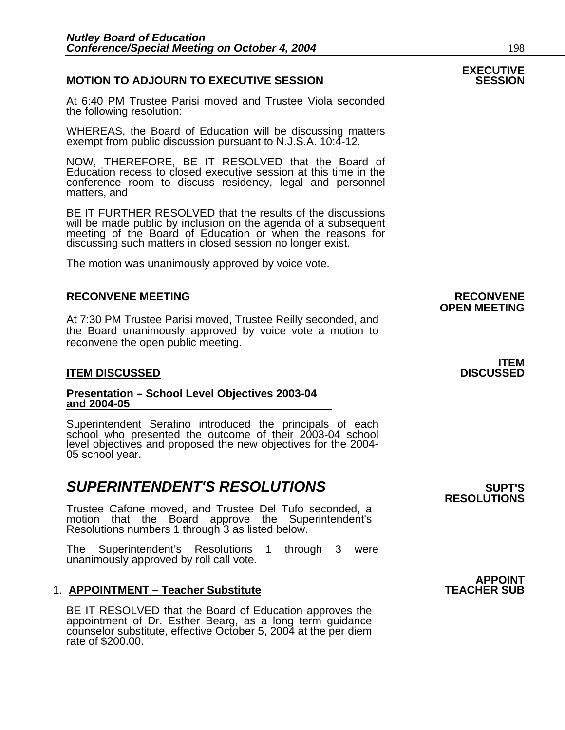## MOTION TO ADJOURN TO EXECUTIVE SESSION

**EXECUTIVE SESSION**

At 6:40 PM Trustee Parisi moved and Trustee Viola seconded the following resolution:

WHEREAS, the Board of Education will be discussing matters exempt from public discussion pursuant to N.J.S.A. 10:4-12,

NOW, THEREFORE, BE IT RESOLVED that the Board of Education recess to closed executive session at this time in the conference room to discuss residency, legal and personnel matters, and

BE IT FURTHER RESOLVED that the results of the discussions will be made public by inclusion on the agenda of a subsequent meeting of the Board of Education or when the reasons for discussing such matters in closed session no longer exist.

The motion was unanimously approved by voice vote.

## RECONVENE MEETING

**RECONVENE OPEN MEETING**

At 7:30 PM Trustee Parisi moved, Trustee Reilly seconded, and the Board unanimously approved by voice vote a motion to reconvene the open public meeting.

## ITEM DISCUSSED

**ITEM DISCUSSED**

**Presentation – School Level Objectives 2003-04 and 2004-05**

Superintendent Serafino introduced the principals of each school who presented the outcome of their 2003-04 school level objectives and proposed the new objectives for the 2004-05 school year.

# *SUPERINTENDENT'S RESOLUTIONS*

**SUPT'S RESOLUTIONS**

Trustee Cafone moved, and Trustee Del Tufo seconded, a motion that the Board approve the Superintendent's Resolutions numbers 1 through 3 as listed below.

The Superintendent's Resolutions 1 through 3 were unanimously approved by roll call vote.

1. **APPOINTMENT – Teacher Substitute**

**APPOINT TEACHER SUB**

BE IT RESOLVED that the Board of Education approves the appointment of Dr. Esther Bearg, as a long term guidance counselor substitute, effective October 5, 2004 at the per diem rate of $200.00.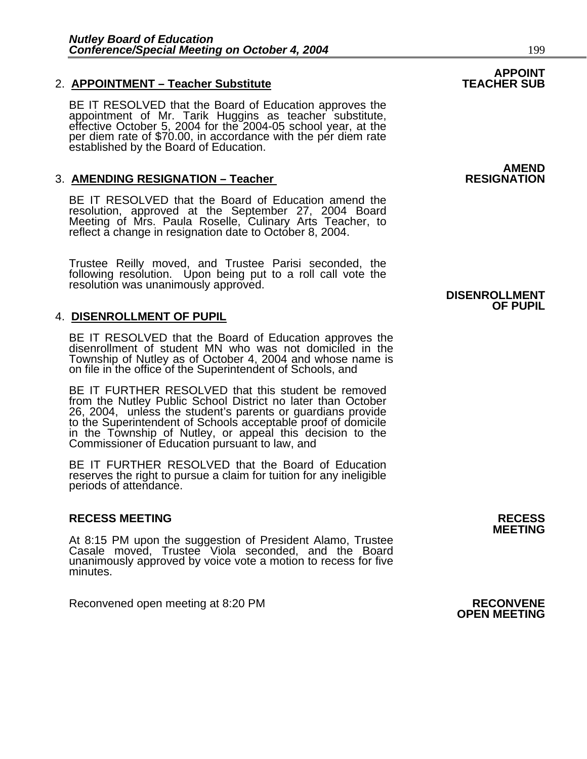**APPOINT TEACHER SUB**

2. **APPOINTMENT – Teacher Substitute**

BE IT RESOLVED that the Board of Education approves the appointment of Mr. Tarik Huggins as teacher substitute, effective October 5, 2004 for the 2004-05 school year, at the per diem rate of $70.00, in accordance with the per diem rate established by the Board of Education.

**AMEND RESIGNATION**

3. **AMENDING RESIGNATION – Teacher**

BE IT RESOLVED that the Board of Education amend the resolution, approved at the September 27, 2004 Board Meeting of Mrs. Paula Roselle, Culinary Arts Teacher, to reflect a change in resignation date to October 8, 2004.

Trustee Reilly moved, and Trustee Parisi seconded, the following resolution. Upon being put to a roll call vote the resolution was unanimously approved.

**DISENROLLMENT OF PUPIL**

4. **DISENROLLMENT OF PUPIL**

BE IT RESOLVED that the Board of Education approves the disenrollment of student MN who was not domiciled in the Township of Nutley as of October 4, 2004 and whose name is on file in the office of the Superintendent of Schools, and

BE IT FURTHER RESOLVED that this student be removed from the Nutley Public School District no later than October 26, 2004, unless the student's parents or guardians provide to the Superintendent of Schools acceptable proof of domicile in the Township of Nutley, or appeal this decision to the Commissioner of Education pursuant to law, and

BE IT FURTHER RESOLVED that the Board of Education reserves the right to pursue a claim for tuition for any ineligible periods of attendance.

**RECESS MEETING**

At 8:15 PM upon the suggestion of President Alamo, Trustee Casale moved, Trustee Viola seconded, and the Board unanimously approved by voice vote a motion to recess for five minutes.

**RECONVENE OPEN MEETING**

Reconvened open meeting at 8:20 PM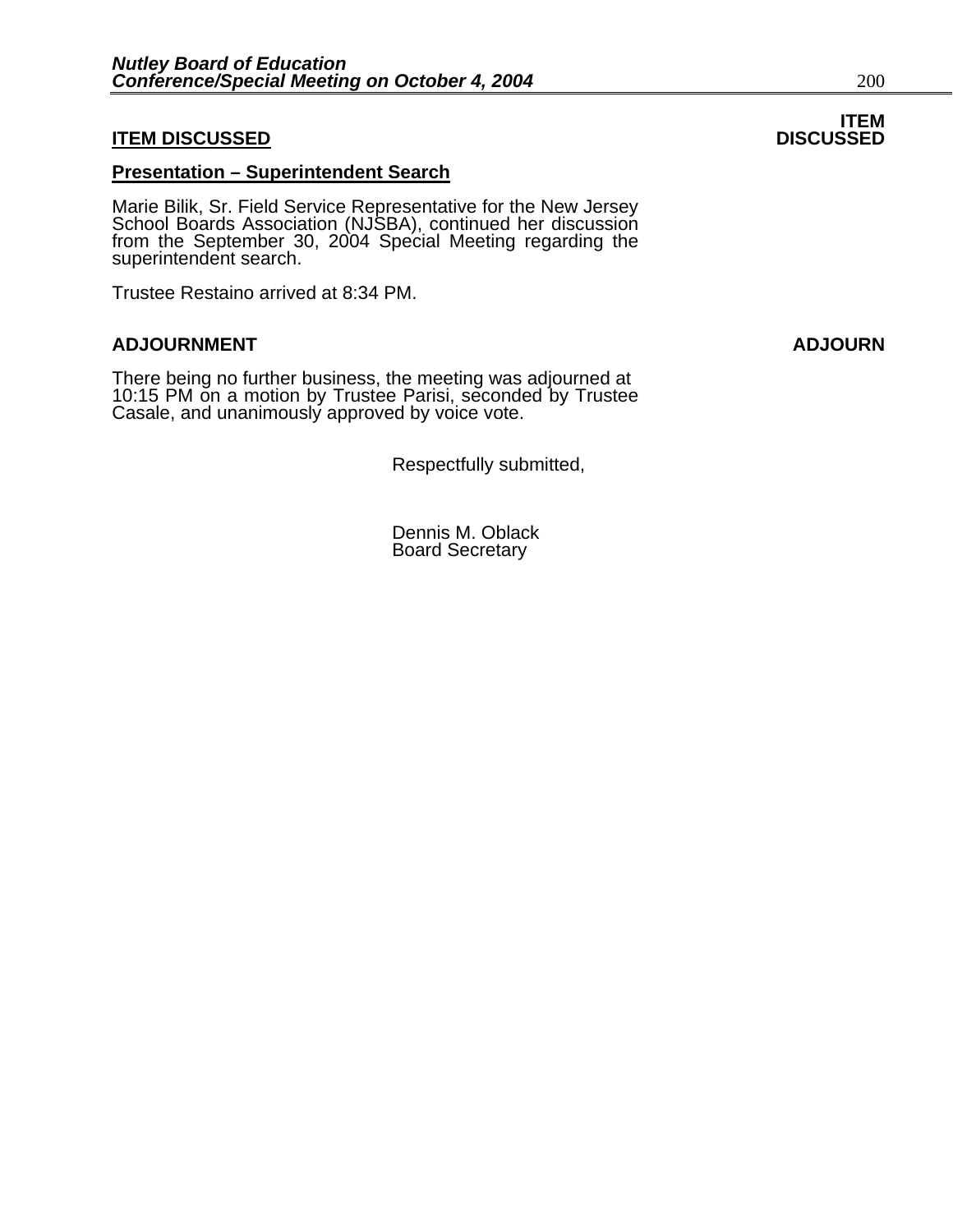**ITEM DISCUSSED** | **ITEM DISCUSSED**

**Presentation – Superintendent Search**

Marie Bilik, Sr. Field Service Representative for the New Jersey School Boards Association (NJSBA), continued her discussion from the September 30, 2004 Special Meeting regarding the superintendent search.

Trustee Restaino arrived at 8:34 PM.

**ADJOURNMENT** | **ADJOURN**

There being no further business, the meeting was adjourned at 10:15 PM on a motion by Trustee Parisi, seconded by Trustee Casale, and unanimously approved by voice vote.

Respectfully submitted,

Dennis M. Oblack
Board Secretary